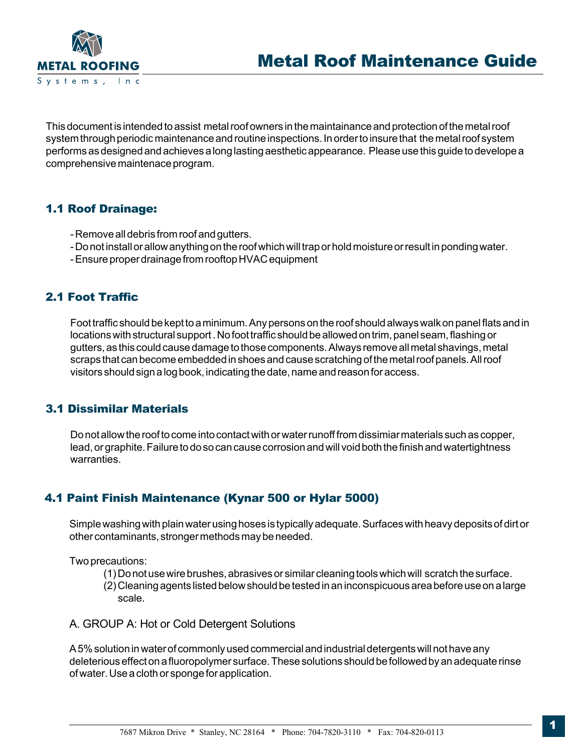# Metal Roof Maintenance Guide

This document is intended to assist metal roof owners in the maintainance and protection of the metal roof system through periodic maintenance and routine inspections. In order to insure that the metal roof system performs as designed and achieves a long lasting aesthetic appearance. Please use this guide to develope a comprehensive maintenace program.

## 1.1 Roof Drainage:

- Remove all debris from roof and gutters.
- Do not install or allow anything on the roof which will trap or hold moisture or result in ponding water.
- Ensure proper drainage from rooftop HVAC equipment

## 2.1 Foot Traffic

Foot traffic should be kept to a minimum. Any persons on the roof should always walk on panel flats and in locations with structural support . No foot traffic should be allowed on trim, panel seam, flashing or gutters, as this could cause damage to those components. Always remove all metal shavings, metal scraps that can become embedded in shoes and cause scratching of the metal roof panels. All roof visitors should sign a log book, indicating the date, name and reason for access.

## 3.1 Dissimilar Materials

Do not allow the roof to come into contact with or water runoff from dissimiar materials such as copper, lead, or graphite. Failure to do so can cause corrosion and will void both the finish and watertightness warranties.

## 4.1 Paint Finish Maintenance (Kynar 500 or Hylar 5000)

Simple washing with plain water using hoses is typically adequate. Surfaces with heavy deposits of dirt or other contaminants, stronger methods may be needed.

Two precautions:

(1) Do not use wire brushes, abrasives or similar cleaning tools which will scratch the surface.
(2) Cleaning agents listed below should be tested in an inconspicuous area before use on a large scale.

A. GROUP A: Hot or Cold Detergent Solutions

A 5% solution in water of commonly used commercial and industrial detergents will not have any deleterious effect on a fluoropolymer surface. These solutions should be followed by an adequate rinse of water. Use a cloth or sponge for application.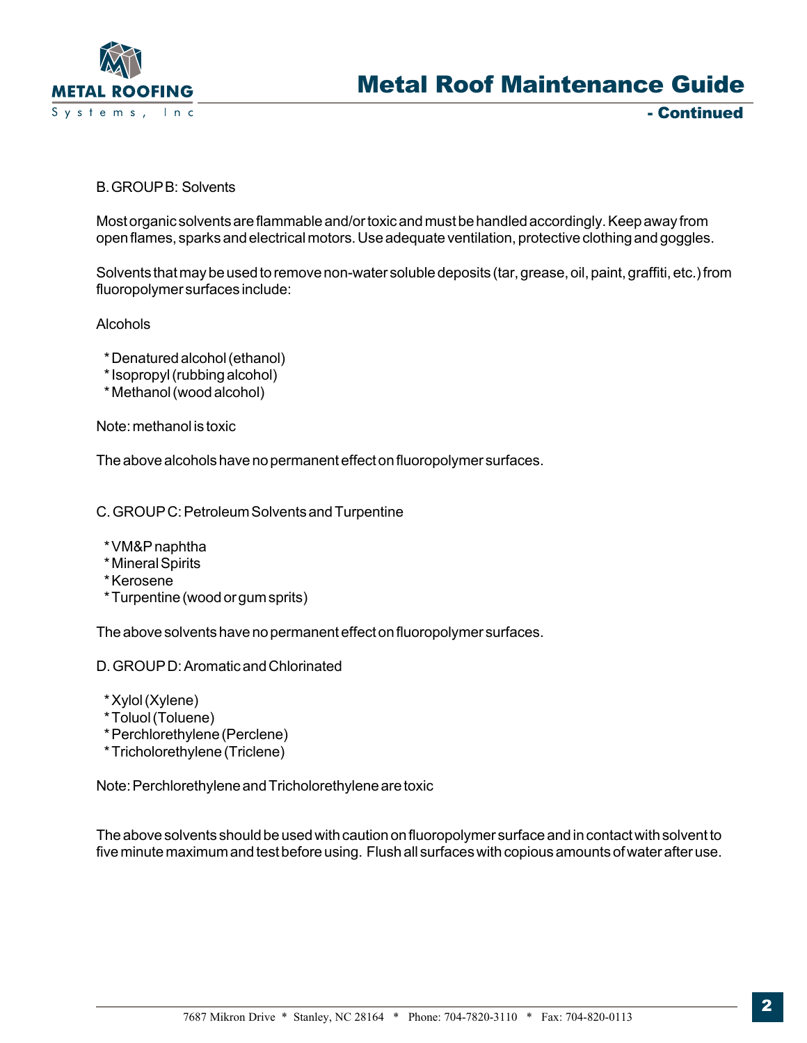B. GROUP B: Solvents

Most organic solvents are flammable and/or toxic and must be handled accordingly. Keep away from open flames, sparks and electrical motors. Use adequate ventilation, protective clothing and goggles.

Solvents that may be used to remove non-water soluble deposits (tar, grease, oil, paint, graffiti, etc.) from fluoropolymer surfaces include:

Alcohols

* Denatured alcohol (ethanol)
* Isopropyl (rubbing alcohol)
* Methanol (wood alcohol)

Note: methanol is toxic

The above alcohols have no permanent effect on fluoropolymer surfaces.

C. GROUP C: Petroleum Solvents and Turpentine

* VM&P naphtha
* Mineral Spirits
* Kerosene
* Turpentine (wood or gum sprits)

The above solvents have no permanent effect on fluoropolymer surfaces.

D. GROUP D: Aromatic and Chlorinated

* Xylol (Xylene)
* Toluol (Toluene)
* Perchlorethylene (Perclene)
* Tricholorethylene (Triclene)

Note: Perchlorethylene and Tricholorethylene are toxic

The above solvents should be used with caution on fluoropolymer surface and in contact with solvent to five minute maximum and test before using. Flush all surfaces with copious amounts of water after use.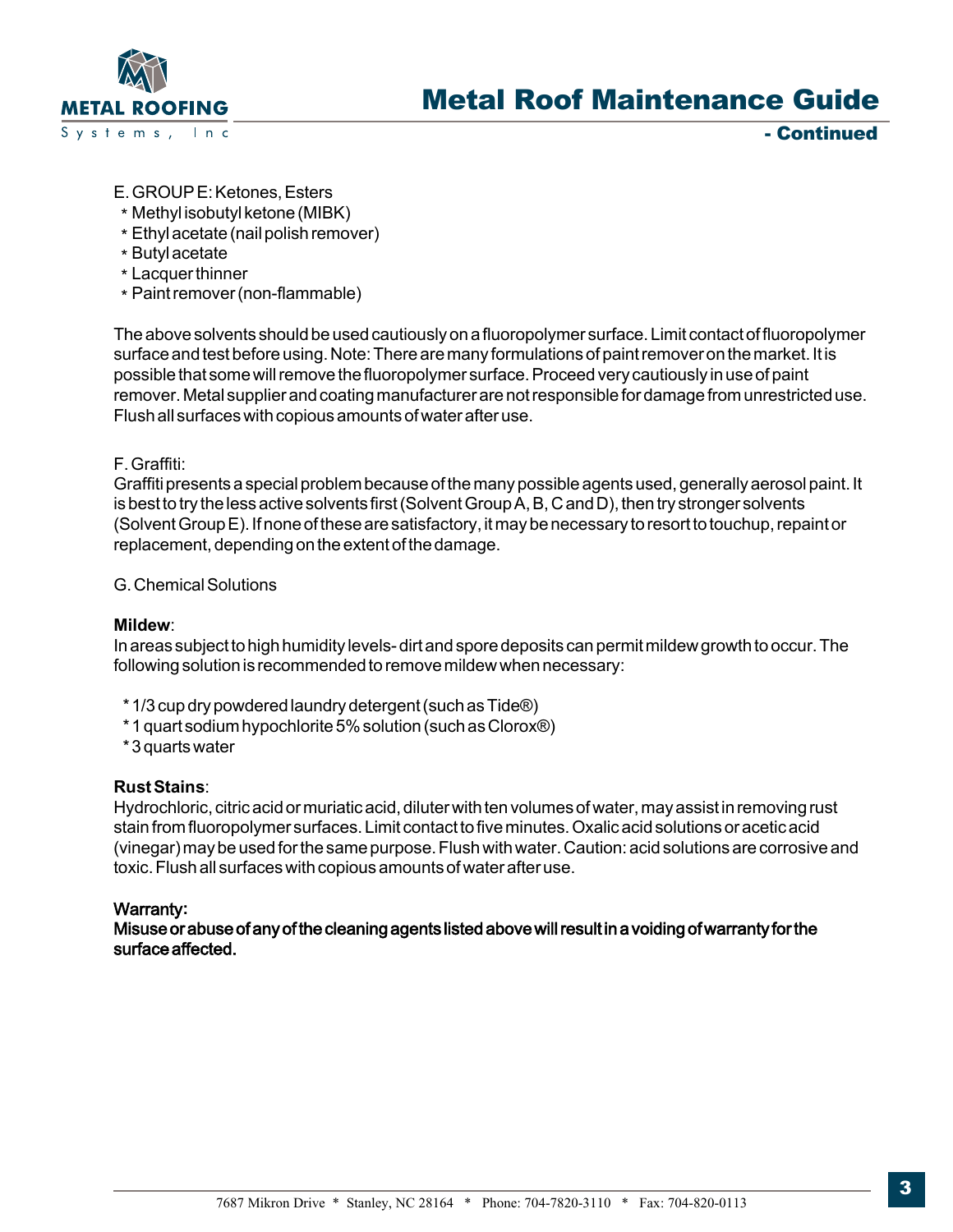E. GROUP E: Ketones, Esters

* Methyl isobutyl ketone (MIBK)
* Ethyl acetate (nail polish remover)
* Butyl acetate
* Lacquer thinner
* Paint remover (non-flammable)

The above solvents should be used cautiously on a fluoropolymer surface. Limit contact of fluoropolymer surface and test before using. Note: There are many formulations of paint remover on the market. It is possible that some will remove the fluoropolymer surface. Proceed very cautiously in use of paint remover. Metal supplier and coating manufacturer are not responsible for damage from unrestricted use. Flush all surfaces with copious amounts of water after use.

F. Graffiti:
Graffiti presents a special problem because of the many possible agents used, generally aerosol paint. It is best to try the less active solvents first (Solvent Group A, B, C and D), then try stronger solvents (Solvent Group E). If none of these are satisfactory, it may be necessary to resort to touchup, repaint or replacement, depending on the extent of the damage.

G. Chemical Solutions

**Mildew**:
In areas subject to high humidity levels- dirt and spore deposits can permit mildew growth to occur. The following solution is recommended to remove mildew when necessary:

* 1/3 cup dry powdered laundry detergent (such as Tide®)
* 1 quart sodium hypochlorite 5% solution (such as Clorox®)
* 3 quarts water

**Rust Stains**:
Hydrochloric, citric acid or muriatic acid, diluter with ten volumes of water, may assist in removing rust stain from fluoropolymer surfaces. Limit contact to five minutes. Oxalic acid solutions or acetic acid (vinegar) may be used for the same purpose. Flush with water. Caution: acid solutions are corrosive and toxic. Flush all surfaces with copious amounts of water after use.

**Warranty:**
**Misuse or abuse of any of the cleaning agents listed above will result in a voiding of warranty for the surface affected.**